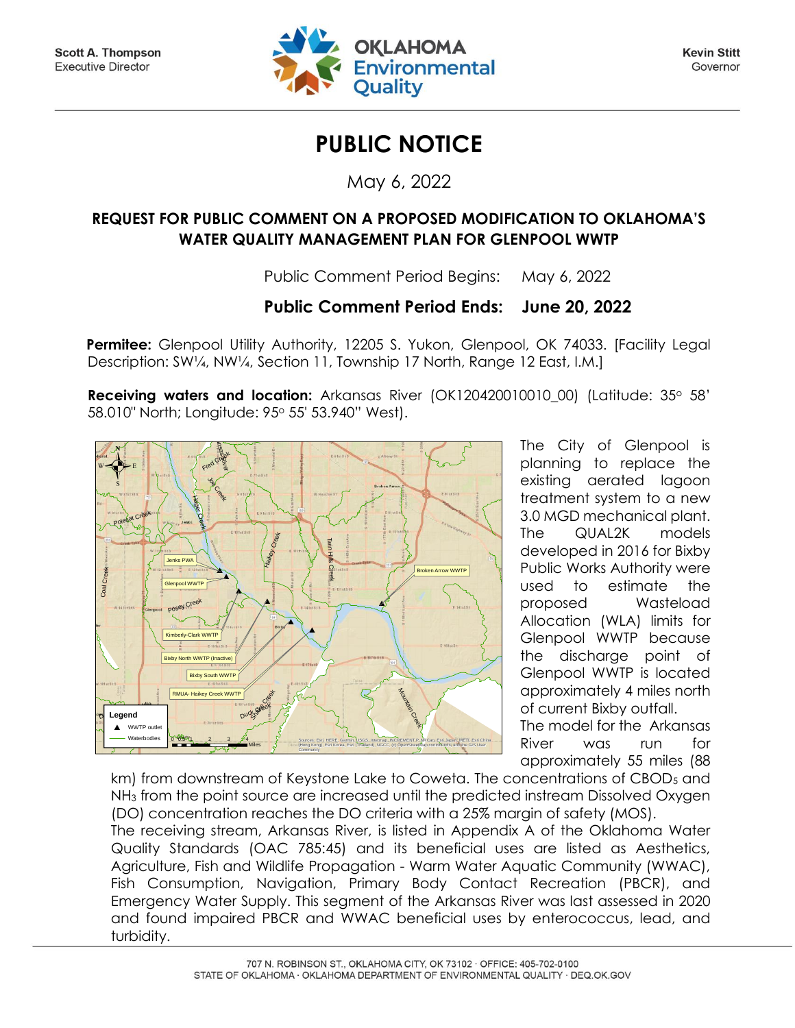Scott A. Thompson
Executive Director

OKLAHOMA Environmental Quality

Kevin Stitt
Governor

# PUBLIC NOTICE

May 6, 2022

## REQUEST FOR PUBLIC COMMENT ON A PROPOSED MODIFICATION TO OKLAHOMA'S WATER QUALITY MANAGEMENT PLAN FOR GLENPOOL WWTP

Public Comment Period Begins: May 6, 2022

**Public Comment Period Ends: June 20, 2022**

**Permitee:** Glenpool Utility Authority, 12205 S. Yukon, Glenpool, OK 74033. [Facility Legal Description: SW¼, NW¼, Section 11, Township 17 North, Range 12 East, I.M.]

**Receiving waters and location:** Arkansas River (OK120420010010_00) (Latitude: 35° 58' 58.010" North; Longitude: 95° 55' 53.940" West).

Jenks PWA
Glenpool WWTP
Kimberly-Clark WWTP
Bixby North WWTP (Inactive)
Bixby South WWTP
RMUA- Haikey Creek WWTP
Broken Arrow WWTP
Legend
WWTP outlet
Waterbodies
Miles

The City of Glenpool is planning to replace the existing aerated lagoon treatment system to a new 3.0 MGD mechanical plant. The QUAL2K models developed in 2016 for Bixby Public Works Authority were used to estimate the proposed Wasteload Allocation (WLA) limits for Glenpool WWTP because the discharge point of Glenpool WWTP is located approximately 4 miles north of current Bixby outfall. The model for the Arkansas River was run for approximately 55 miles (88 km) from downstream of Keystone Lake to Coweta. The concentrations of $CBOD_5$ and $NH_3$ from the point source are increased until the predicted instream Dissolved Oxygen (DO) concentration reaches the DO criteria with a 25% margin of safety (MOS).

The receiving stream, Arkansas River, is listed in Appendix A of the Oklahoma Water Quality Standards (OAC 785:45) and its beneficial uses are listed as Aesthetics, Agriculture, Fish and Wildlife Propagation - Warm Water Aquatic Community (WWAC), Fish Consumption, Navigation, Primary Body Contact Recreation (PBCR), and Emergency Water Supply. This segment of the Arkansas River was last assessed in 2020 and found impaired PBCR and WWAC beneficial uses by enterococcus, lead, and turbidity.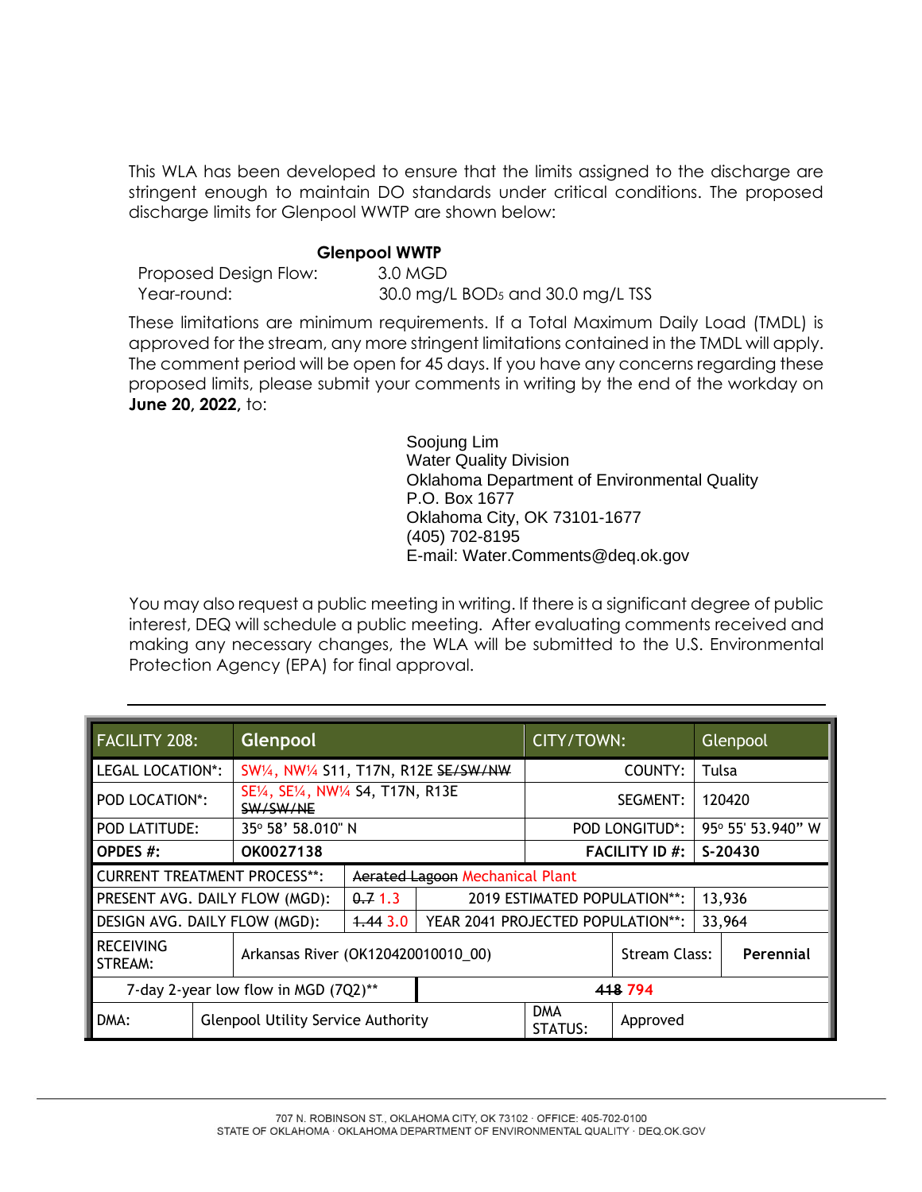This WLA has been developed to ensure that the limits assigned to the discharge are stringent enough to maintain DO standards under critical conditions. The proposed discharge limits for Glenpool WWTP are shown below:

**Glenpool WWTP**

| | |
|---|---|
| Proposed Design Flow: | 3.0 MGD |
| Year-round: | 30.0 mg/L $BOD_5$ and 30.0 mg/L TSS |

These limitations are minimum requirements. If a Total Maximum Daily Load (TMDL) is approved for the stream, any more stringent limitations contained in the TMDL will apply. The comment period will be open for 45 days. If you have any concerns regarding these proposed limits, please submit your comments in writing by the end of the workday on **June 20, 2022,** to:

Soojung Lim
Water Quality Division
Oklahoma Department of Environmental Quality
P.O. Box 1677
Oklahoma City, OK 73101-1677
(405) 702-8195
E-mail: Water.Comments@deq.ok.gov

You may also request a public meeting in writing. If there is a significant degree of public interest, DEQ will schedule a public meeting. After evaluating comments received and making any necessary changes, the WLA will be submitted to the U.S. Environmental Protection Agency (EPA) for final approval.

| FACILITY 208: | Glenpool | CITY/TOWN: | Glenpool |
|---|---|---|---|
| LEGAL LOCATION*: | SW¼, NW¼ S11, T17N, R12E ~~SE/SW/NW~~ | COUNTY: | Tulsa |
| POD LOCATION*: | SE¼, SE¼, NW¼ S4, T17N, R13E ~~SW/SW/NE~~ | SEGMENT: | 120420 |
| POD LATITUDE: | 35° 58' 58.010" N | POD LONGITUD*: | 95° 55' 53.940" W |
| **OPDES #:** | **OK0027138** | **FACILITY ID #:** | **S-20430** |
| CURRENT TREATMENT PROCESS**: | ~~Aerated Lagoon~~ Mechanical Plant | | |
| PRESENT AVG. DAILY FLOW (MGD): | ~~0.7~~ 1.3 | 2019 ESTIMATED POPULATION**: | 13,936 |
| DESIGN AVG. DAILY FLOW (MGD): | ~~1.44~~ 3.0 | YEAR 2041 PROJECTED POPULATION**: | 33,964 |
| RECEIVING STREAM: | Arkansas River (OK120420010010_00) | Stream Class: | **Perennial** |
| 7-day 2-year low flow in MGD (7Q2)** | ~~418~~ 794 | | |
| DMA: | Glenpool Utility Service Authority | DMA STATUS: | Approved |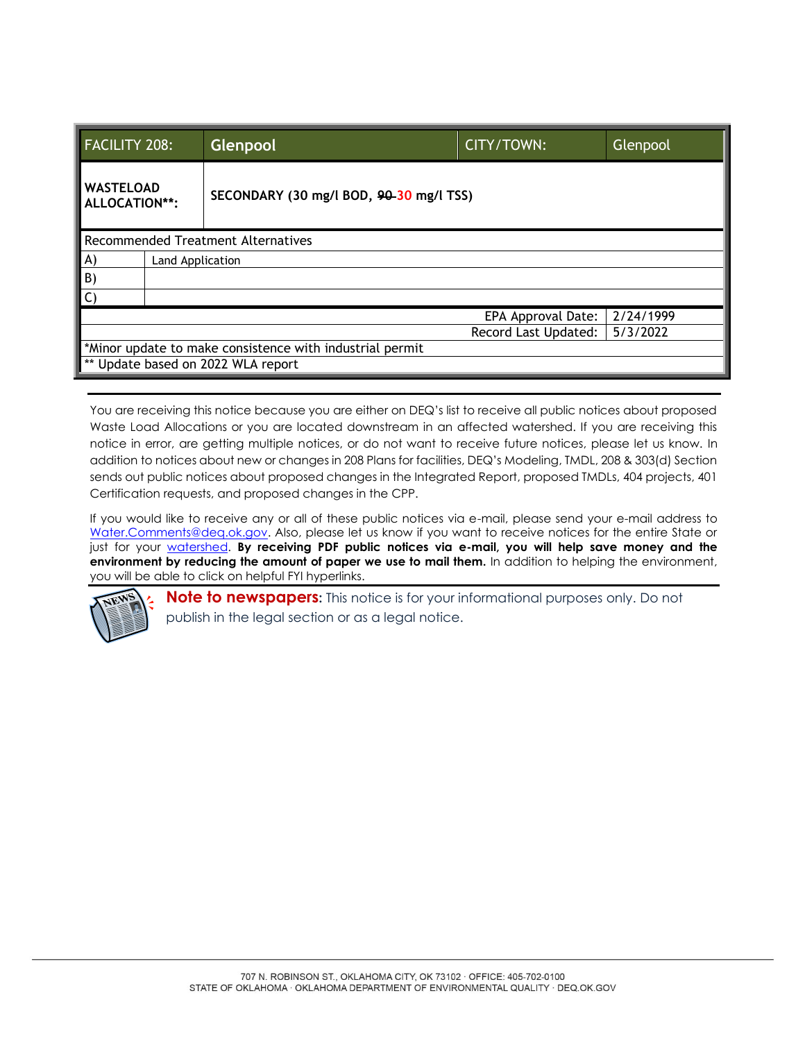| FACILITY 208: | Glenpool | CITY/TOWN: | Glenpool |
|---|---|---|---|
| WASTELOAD ALLOCATION**: | SECONDARY (30 mg/l BOD, ~~90~~ 30 mg/l TSS) | | |
| Recommended Treatment Alternatives | | | |
| A) | Land Application | | |
| B) | | | |
| C) | | | |
| | | EPA Approval Date: | 2/24/1999 |
| | | Record Last Updated: | 5/3/2022 |
| *Minor update to make consistence with industrial permit | | | |
| ** Update based on 2022 WLA report | | | |

You are receiving this notice because you are either on DEQ's list to receive all public notices about proposed Waste Load Allocations or you are located downstream in an affected watershed. If you are receiving this notice in error, are getting multiple notices, or do not want to receive future notices, please let us know. In addition to notices about new or changes in 208 Plans for facilities, DEQ's Modeling, TMDL, 208 & 303(d) Section sends out public notices about proposed changes in the Integrated Report, proposed TMDLs, 404 projects, 401 Certification requests, and proposed changes in the CPP.

If you would like to receive any or all of these public notices via e-mail, please send your e-mail address to Water.Comments@deq.ok.gov. Also, please let us know if you want to receive notices for the entire State or just for your watershed. **By receiving PDF public notices via e-mail, you will help save money and the environment by reducing the amount of paper we use to mail them.** In addition to helping the environment, you will be able to click on helpful FYI hyperlinks.

**Note to newspapers:** This notice is for your informational purposes only. Do not publish in the legal section or as a legal notice.